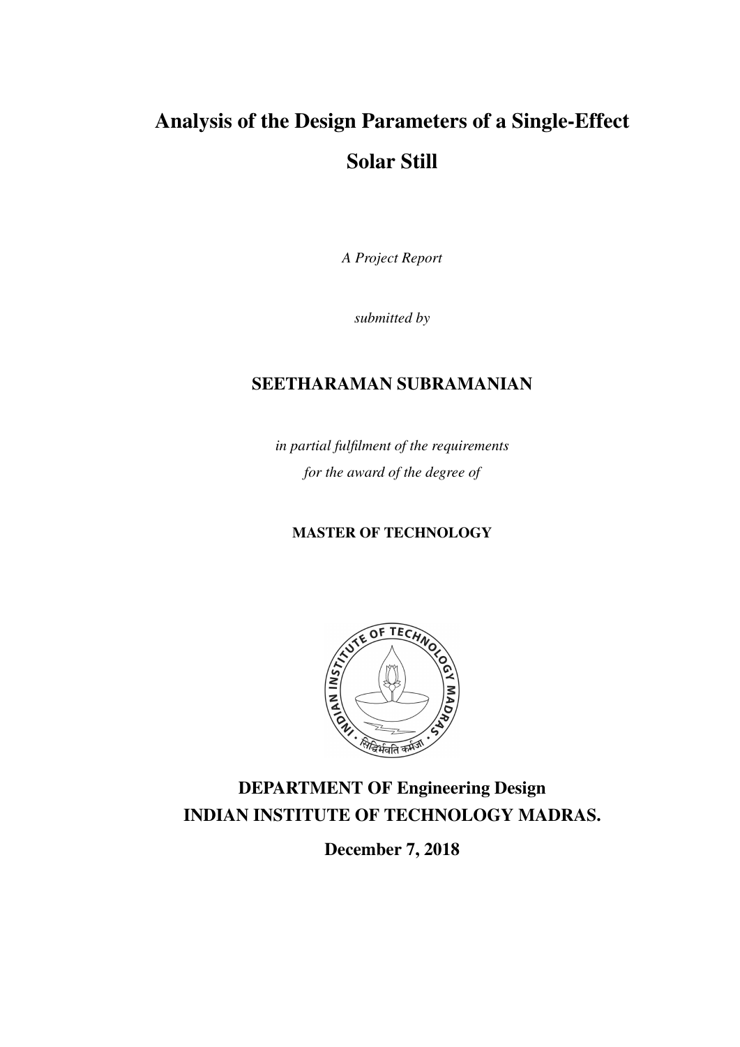# Analysis of the Design Parameters of a Single-Effect Solar Still

*A Project Report*

*submitted by*

**SEETHARAMAN SUBRAMANIAN**

*in partial fulfilment of the requirements*
*for the award of the degree of*

**MASTER OF TECHNOLOGY**

**DEPARTMENT OF Engineering Design**
**INDIAN INSTITUTE OF TECHNOLOGY MADRAS.**

**December 7, 2018**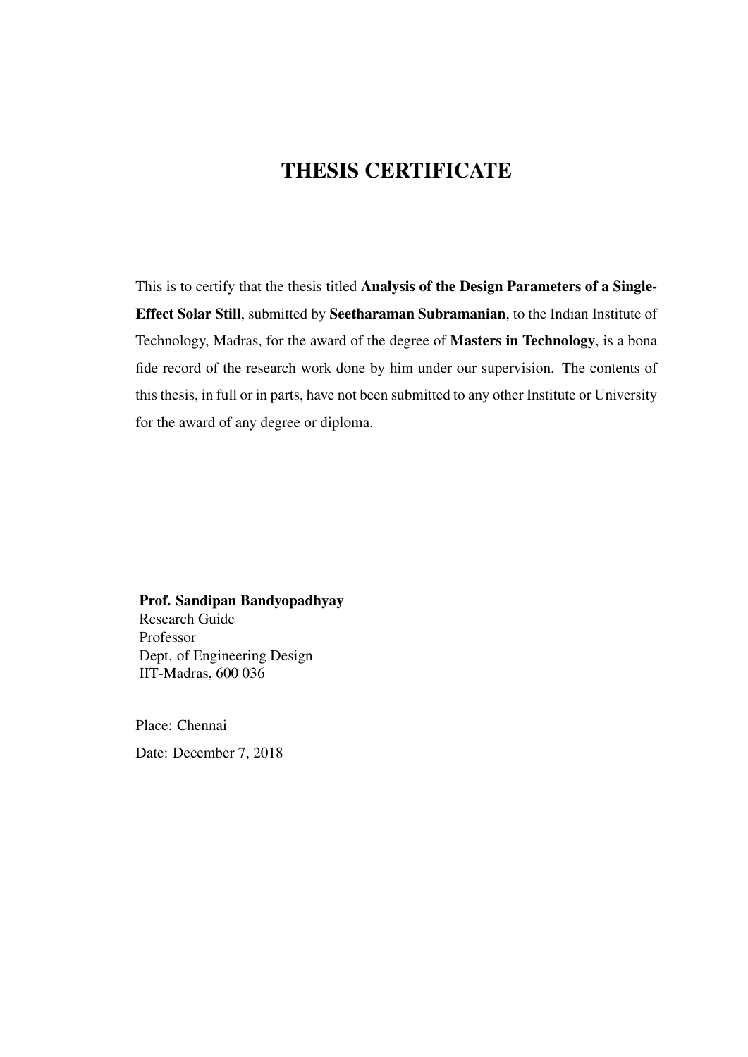# THESIS CERTIFICATE

This is to certify that the thesis titled **Analysis of the Design Parameters of a Single-Effect Solar Still**, submitted by **Seetharaman Subramanian**, to the Indian Institute of Technology, Madras, for the award of the degree of **Masters in Technology**, is a bona fide record of the research work done by him under our supervision. The contents of this thesis, in full or in parts, have not been submitted to any other Institute or University for the award of any degree or diploma.

**Prof. Sandipan Bandyopadhyay**
Research Guide
Professor
Dept. of Engineering Design
IIT-Madras, 600 036

Place: Chennai

Date: December 7, 2018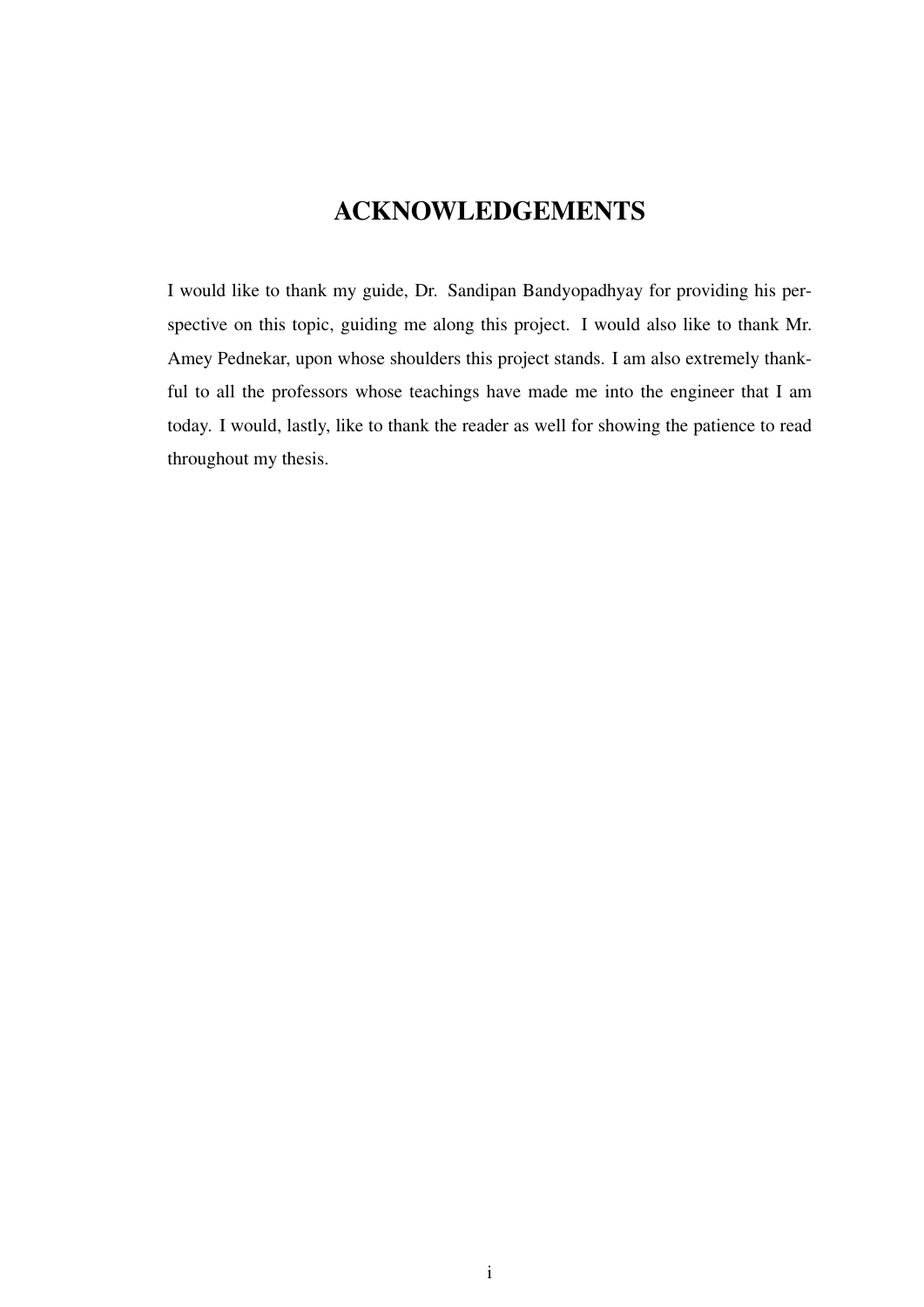# ACKNOWLEDGEMENTS

I would like to thank my guide, Dr. Sandipan Bandyopadhyay for providing his perspective on this topic, guiding me along this project. I would also like to thank Mr. Amey Pednekar, upon whose shoulders this project stands. I am also extremely thankful to all the professors whose teachings have made me into the engineer that I am today. I would, lastly, like to thank the reader as well for showing the patience to read throughout my thesis.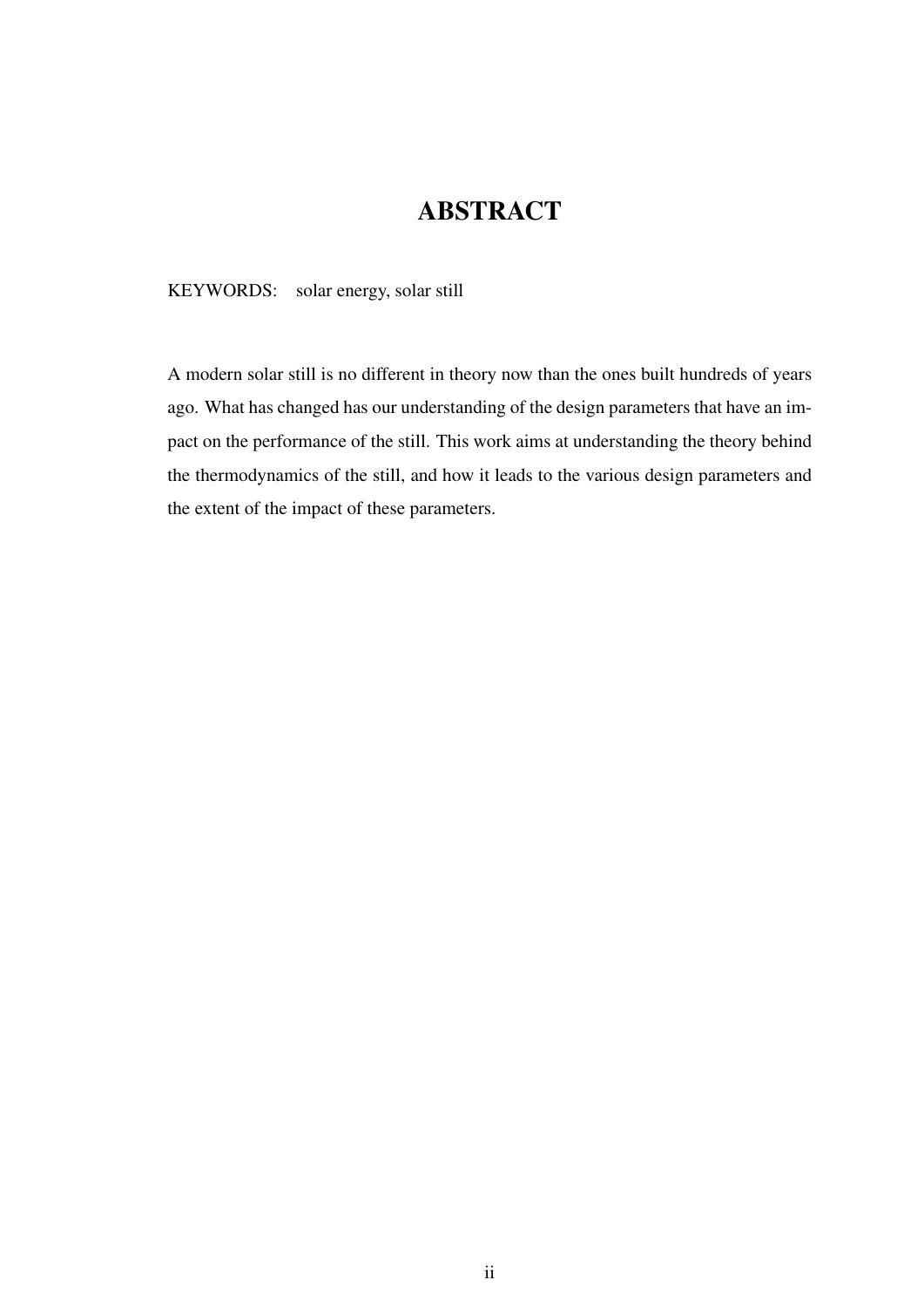# ABSTRACT

KEYWORDS: solar energy, solar still

A modern solar still is no different in theory now than the ones built hundreds of years ago. What has changed has our understanding of the design parameters that have an impact on the performance of the still. This work aims at understanding the theory behind the thermodynamics of the still, and how it leads to the various design parameters and the extent of the impact of these parameters.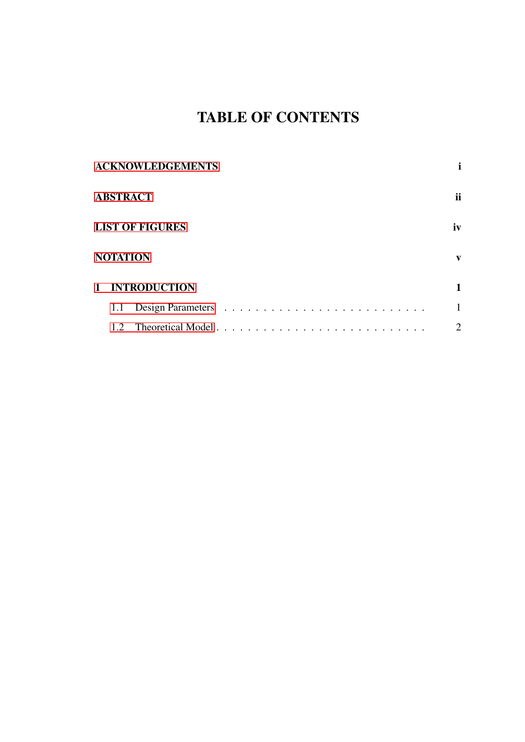# TABLE OF CONTENTS

**ACKNOWLEDGEMENTS** **i**

**ABSTRACT** **ii**

**LIST OF FIGURES** **iv**

**NOTATION** **v**

**1 INTRODUCTION** **1**

- 1.1 Design Parameters . . . . . . . . . . . . . . . . . . . . . . . . . . 1
- 1.2 Theoretical Model . . . . . . . . . . . . . . . . . . . . . . . . . . . 2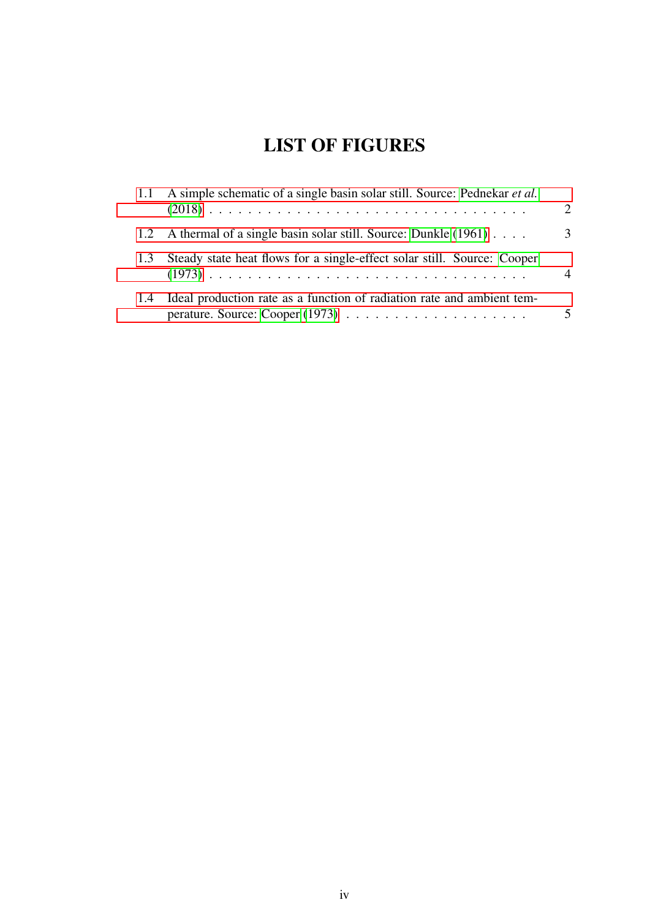# LIST OF FIGURES

1.1 A simple schematic of a single basin solar still. Source: Pednekar *et al.* (2018) . . . . . . . . . . . . . . . . . . . . . . . . . . . . . . . . . 2

1.2 A thermal of a single basin solar still. Source: Dunkle (1961) . . . . 3

1.3 Steady state heat flows for a single-effect solar still. Source: Cooper (1973) . . . . . . . . . . . . . . . . . . . . . . . . . . . . . . . . . 4

1.4 Ideal production rate as a function of radiation rate and ambient temperature. Source: Cooper (1973) . . . . . . . . . . . . . . . . . . . . 5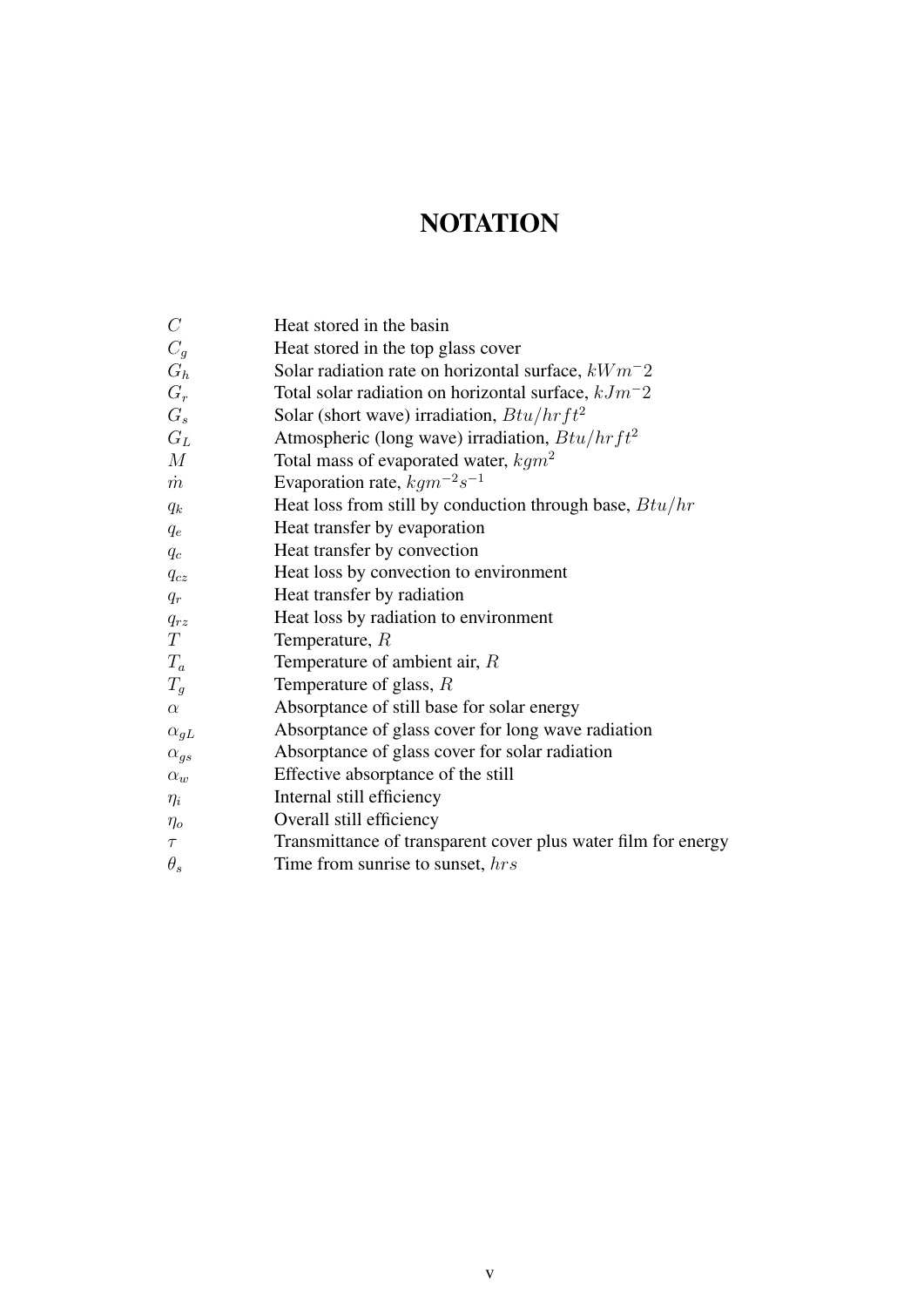# NOTATION

| | |
|---|---|
| $C$ | Heat stored in the basin |
| $C_g$ | Heat stored in the top glass cover |
| $G_h$ | Solar radiation rate on horizontal surface, $kWm^-2$ |
| $G_r$ | Total solar radiation on horizontal surface, $kJm^-2$ |
| $G_s$ | Solar (short wave) irradiation, $Btu/hrft^2$ |
| $G_L$ | Atmospheric (long wave) irradiation, $Btu/hrft^2$ |
| $M$ | Total mass of evaporated water, $kgm^2$ |
| $\dot{m}$ | Evaporation rate, $kgm^{-2}s^{-1}$ |
| $q_k$ | Heat loss from still by conduction through base, $Btu/hr$ |
| $q_e$ | Heat transfer by evaporation |
| $q_c$ | Heat transfer by convection |
| $q_{cz}$ | Heat loss by convection to environment |
| $q_r$ | Heat transfer by radiation |
| $q_{rz}$ | Heat loss by radiation to environment |
| $T$ | Temperature, $R$ |
| $T_a$ | Temperature of ambient air, $R$ |
| $T_g$ | Temperature of glass, $R$ |
| $\alpha$ | Absorptance of still base for solar energy |
| $\alpha_{gL}$ | Absorptance of glass cover for long wave radiation |
| $\alpha_{gs}$ | Absorptance of glass cover for solar radiation |
| $\alpha_w$ | Effective absorptance of the still |
| $\eta_i$ | Internal still efficiency |
| $\eta_o$ | Overall still efficiency |
| $\tau$ | Transmittance of transparent cover plus water film for energy |
| $\theta_s$ | Time from sunrise to sunset, $hrs$ |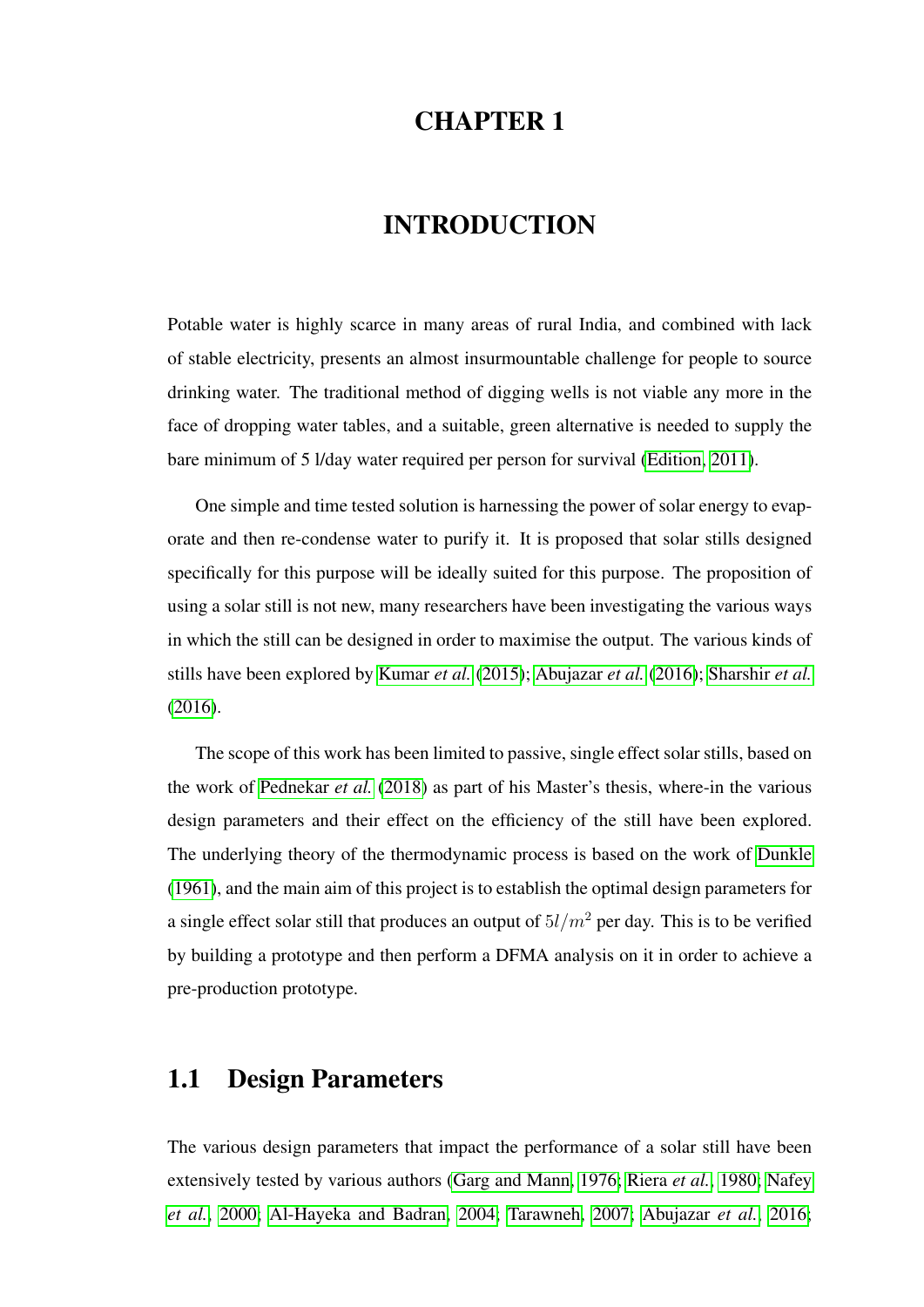# CHAPTER 1

# INTRODUCTION

Potable water is highly scarce in many areas of rural India, and combined with lack of stable electricity, presents an almost insurmountable challenge for people to source drinking water. The traditional method of digging wells is not viable any more in the face of dropping water tables, and a suitable, green alternative is needed to supply the bare minimum of 5 l/day water required per person for survival (Edition, 2011).

One simple and time tested solution is harnessing the power of solar energy to evaporate and then re-condense water to purify it. It is proposed that solar stills designed specifically for this purpose will be ideally suited for this purpose. The proposition of using a solar still is not new, many researchers have been investigating the various ways in which the still can be designed in order to maximise the output. The various kinds of stills have been explored by Kumar *et al.* (2015); Abujazar *et al.* (2016); Sharshir *et al.* (2016).

The scope of this work has been limited to passive, single effect solar stills, based on the work of Pednekar *et al.* (2018) as part of his Master's thesis, where-in the various design parameters and their effect on the efficiency of the still have been explored. The underlying theory of the thermodynamic process is based on the work of Dunkle (1961), and the main aim of this project is to establish the optimal design parameters for a single effect solar still that produces an output of $5l/m^2$ per day. This is to be verified by building a prototype and then perform a DFMA analysis on it in order to achieve a pre-production prototype.

## 1.1 Design Parameters

The various design parameters that impact the performance of a solar still have been extensively tested by various authors (Garg and Mann, 1976; Riera *et al.*, 1980; Nafey *et al.*, 2000; Al-Hayeka and Badran, 2004; Tarawneh, 2007; Abujazar *et al.*, 2016;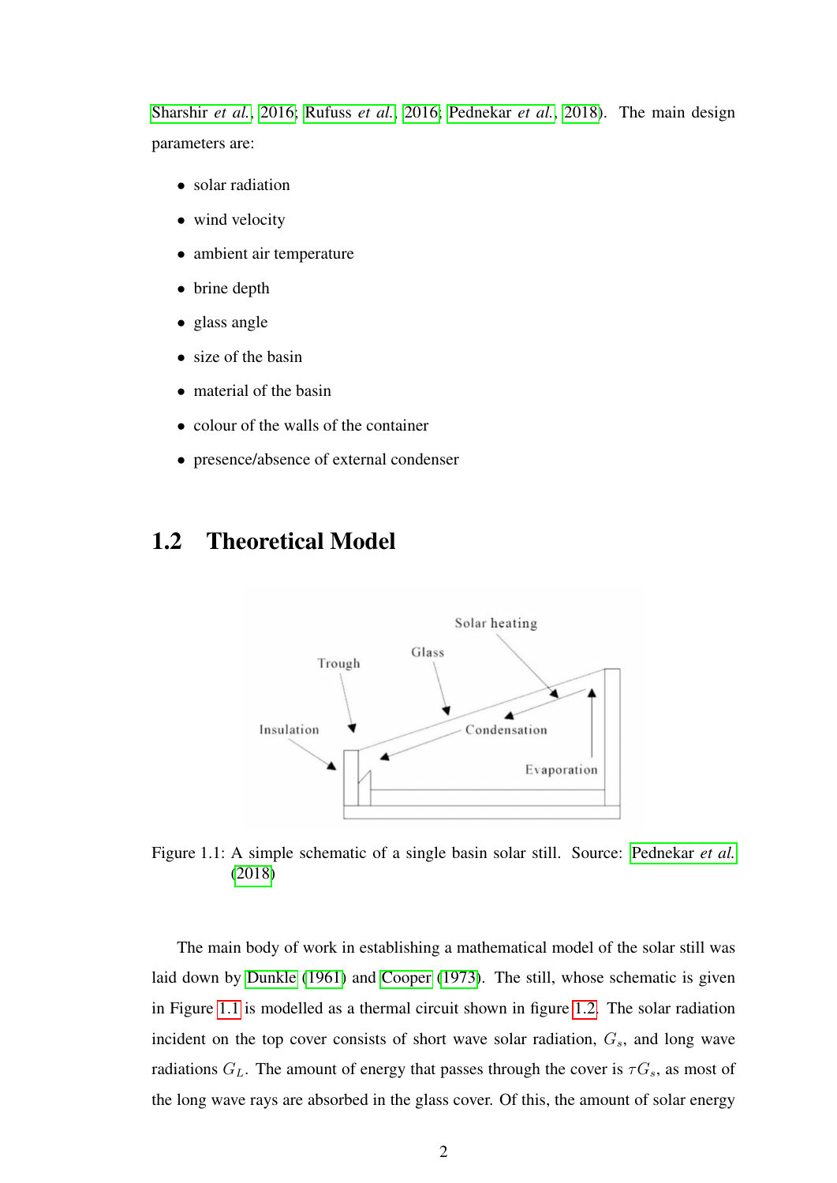Sharshir *et al.*, 2016; Rufuss *et al.*, 2016; Pednekar *et al.*, 2018). The main design parameters are:

- solar radiation
- wind velocity
- ambient air temperature
- brine depth
- glass angle
- size of the basin
- material of the basin
- colour of the walls of the container
- presence/absence of external condenser

## 1.2 Theoretical Model

Figure 1.1: A simple schematic of a single basin solar still. Source: Pednekar *et al.* (2018)

The main body of work in establishing a mathematical model of the solar still was laid down by Dunkle (1961) and Cooper (1973). The still, whose schematic is given in Figure 1.1 is modelled as a thermal circuit shown in figure 1.2. The solar radiation incident on the top cover consists of short wave solar radiation, $G_s$, and long wave radiations $G_L$. The amount of energy that passes through the cover is $\tau G_s$, as most of the long wave rays are absorbed in the glass cover. Of this, the amount of solar energy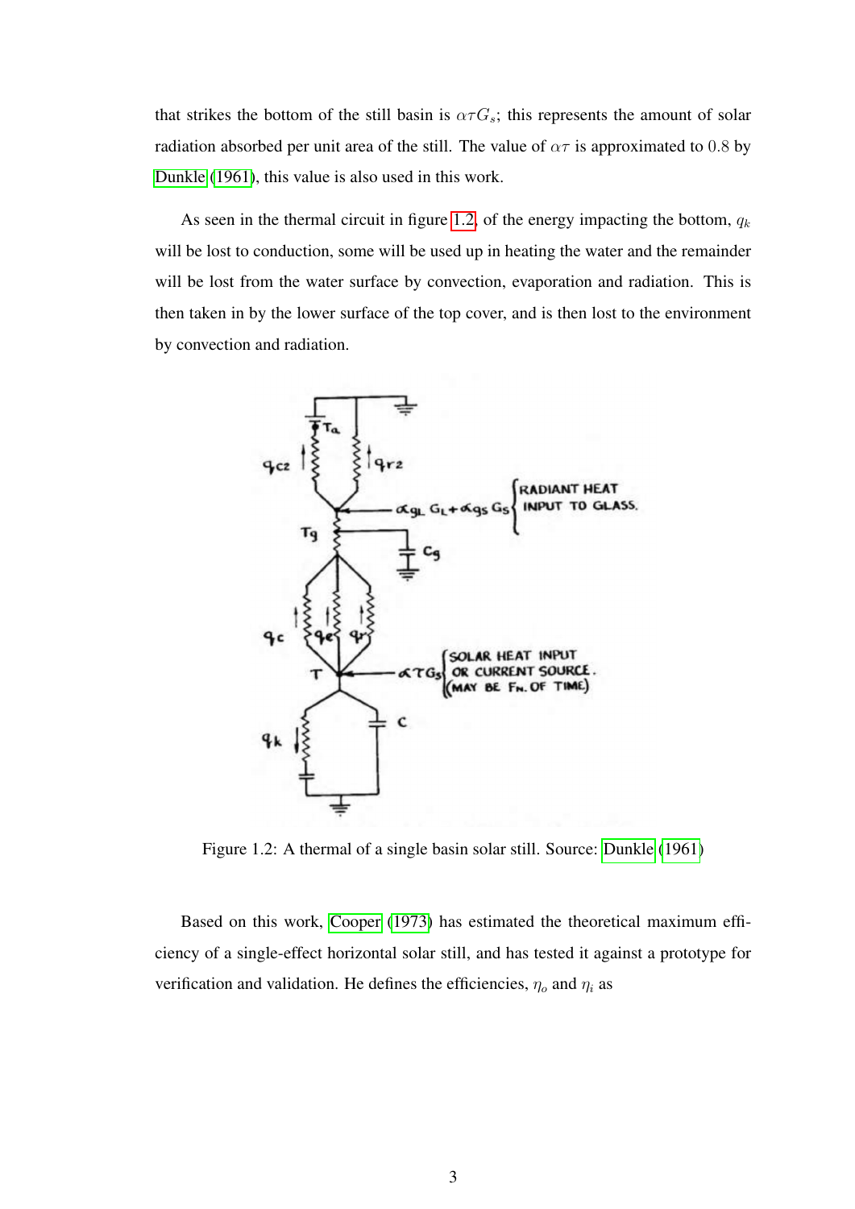that strikes the bottom of the still basin is $\alpha\tau G_s$; this represents the amount of solar radiation absorbed per unit area of the still. The value of $\alpha\tau$ is approximated to 0.8 by Dunkle (1961), this value is also used in this work.

As seen in the thermal circuit in figure 1.2, of the energy impacting the bottom, $q_k$ will be lost to conduction, some will be used up in heating the water and the remainder will be lost from the water surface by convection, evaporation and radiation. This is then taken in by the lower surface of the top cover, and is then lost to the environment by convection and radiation.

Figure 1.2: A thermal of a single basin solar still. Source: Dunkle (1961)

Based on this work, Cooper (1973) has estimated the theoretical maximum efficiency of a single-effect horizontal solar still, and has tested it against a prototype for verification and validation. He defines the efficiencies, $\eta_o$ and $\eta_i$ as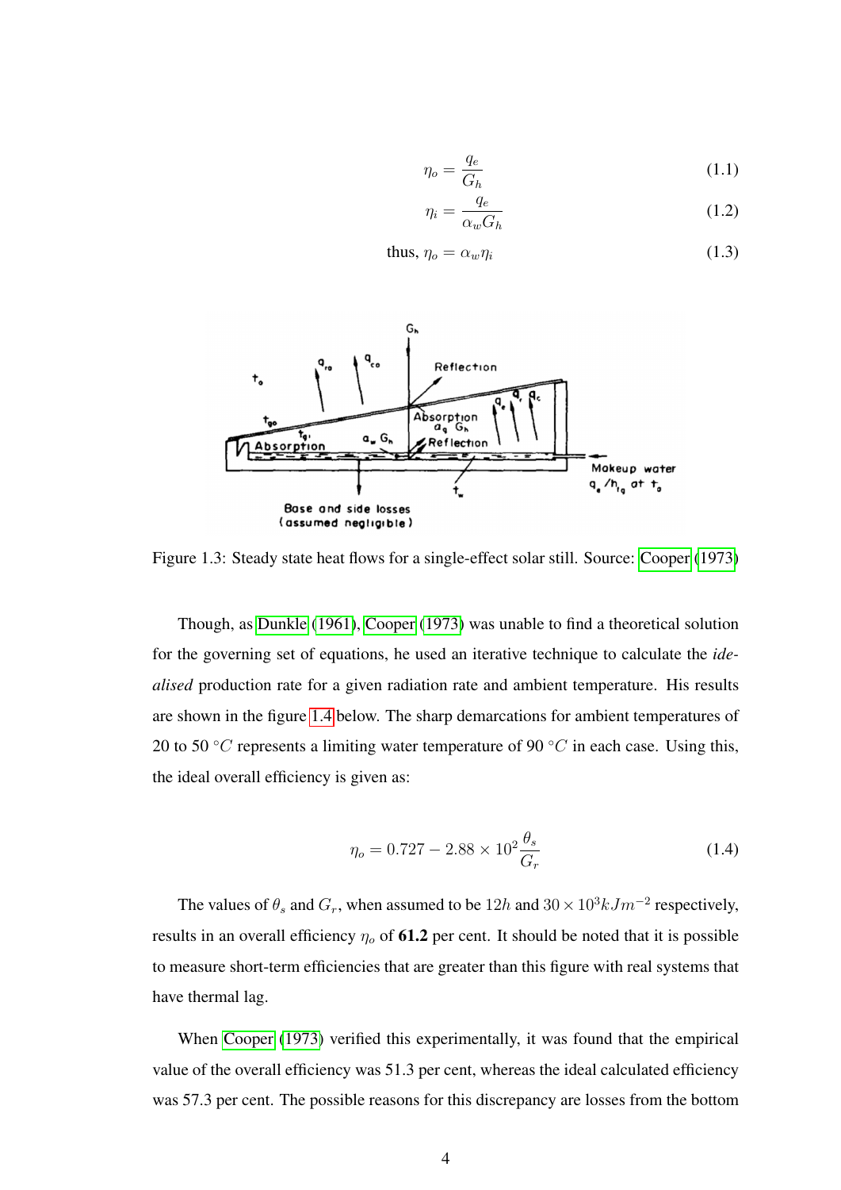$$\eta_o = \frac{q_e}{G_h} \tag{1.1}$$

$$\eta_i = \frac{q_e}{\alpha_w G_h} \tag{1.2}$$

$$\text{thus, } \eta_o = \alpha_w \eta_i \tag{1.3}$$

Figure 1.3: Steady state heat flows for a single-effect solar still. Source: Cooper (1973)

Though, as Dunkle (1961), Cooper (1973) was unable to find a theoretical solution for the governing set of equations, he used an iterative technique to calculate the *idealised* production rate for a given radiation rate and ambient temperature. His results are shown in the figure 1.4 below. The sharp demarcations for ambient temperatures of 20 to 50 $°C$ represents a limiting water temperature of 90 $°C$ in each case. Using this, the ideal overall efficiency is given as:

$$\eta_o = 0.727 - 2.88 \times 10^2 \frac{\theta_s}{G_r} \tag{1.4}$$

The values of $\theta_s$ and $G_r$, when assumed to be $12h$ and $30 \times 10^3 kJm^{-2}$ respectively, results in an overall efficiency $\eta_o$ of **61.2** per cent. It should be noted that it is possible to measure short-term efficiencies that are greater than this figure with real systems that have thermal lag.

When Cooper (1973) verified this experimentally, it was found that the empirical value of the overall efficiency was 51.3 per cent, whereas the ideal calculated efficiency was 57.3 per cent. The possible reasons for this discrepancy are losses from the bottom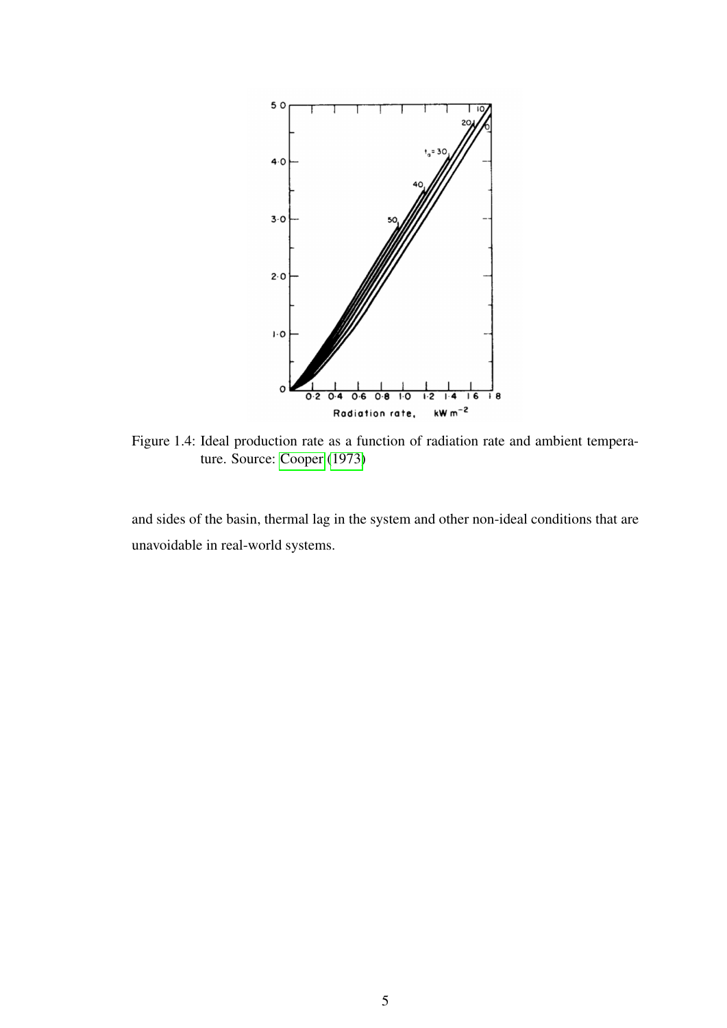Figure 1.4: Ideal production rate as a function of radiation rate and ambient temperature. Source: Cooper (1973)

and sides of the basin, thermal lag in the system and other non-ideal conditions that are unavoidable in real-world systems.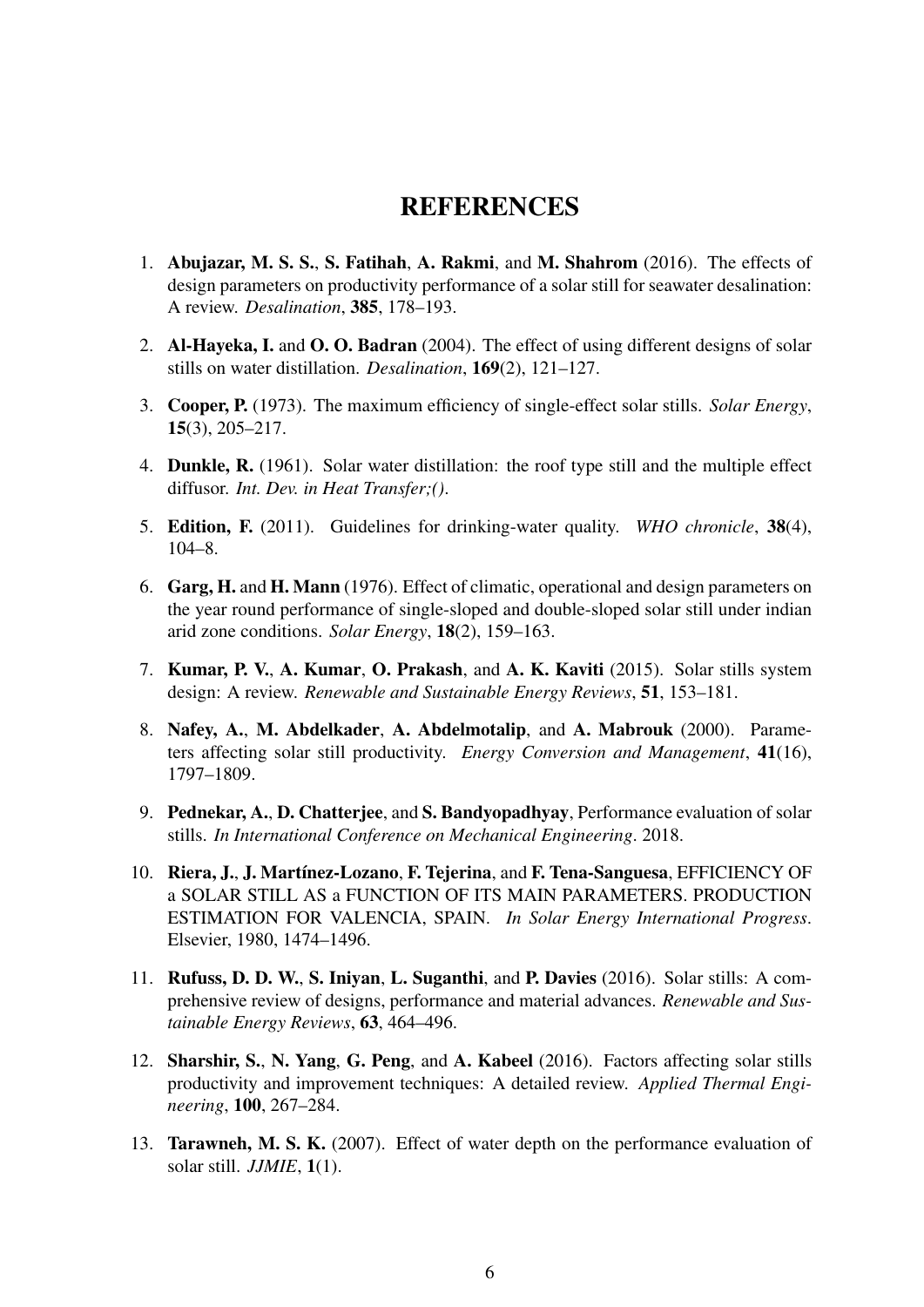# REFERENCES

1. **Abujazar, M. S. S.**, **S. Fatihah**, **A. Rakmi**, and **M. Shahrom** (2016). The effects of design parameters on productivity performance of a solar still for seawater desalination: A review. *Desalination*, **385**, 178–193.

2. **Al-Hayeka, I.** and **O. O. Badran** (2004). The effect of using different designs of solar stills on water distillation. *Desalination*, **169**(2), 121–127.

3. **Cooper, P.** (1973). The maximum efficiency of single-effect solar stills. *Solar Energy*, **15**(3), 205–217.

4. **Dunkle, R.** (1961). Solar water distillation: the roof type still and the multiple effect diffusor. *Int. Dev. in Heat Transfer;()*.

5. **Edition, F.** (2011). Guidelines for drinking-water quality. *WHO chronicle*, **38**(4), 104–8.

6. **Garg, H.** and **H. Mann** (1976). Effect of climatic, operational and design parameters on the year round performance of single-sloped and double-sloped solar still under indian arid zone conditions. *Solar Energy*, **18**(2), 159–163.

7. **Kumar, P. V.**, **A. Kumar**, **O. Prakash**, and **A. K. Kaviti** (2015). Solar stills system design: A review. *Renewable and Sustainable Energy Reviews*, **51**, 153–181.

8. **Nafey, A.**, **M. Abdelkader**, **A. Abdelmotalip**, and **A. Mabrouk** (2000). Parameters affecting solar still productivity. *Energy Conversion and Management*, **41**(16), 1797–1809.

9. **Pednekar, A.**, **D. Chatterjee**, and **S. Bandyopadhyay**, Performance evaluation of solar stills. *In International Conference on Mechanical Engineering*. 2018.

10. **Riera, J.**, **J. Martínez-Lozano**, **F. Tejerina**, and **F. Tena-Sanguesa**, EFFICIENCY OF a SOLAR STILL AS a FUNCTION OF ITS MAIN PARAMETERS. PRODUCTION ESTIMATION FOR VALENCIA, SPAIN. *In Solar Energy International Progress*. Elsevier, 1980, 1474–1496.

11. **Rufuss, D. D. W.**, **S. Iniyan**, **L. Suganthi**, and **P. Davies** (2016). Solar stills: A comprehensive review of designs, performance and material advances. *Renewable and Sustainable Energy Reviews*, **63**, 464–496.

12. **Sharshir, S.**, **N. Yang**, **G. Peng**, and **A. Kabeel** (2016). Factors affecting solar stills productivity and improvement techniques: A detailed review. *Applied Thermal Engineering*, **100**, 267–284.

13. **Tarawneh, M. S. K.** (2007). Effect of water depth on the performance evaluation of solar still. *JJMIE*, **1**(1).